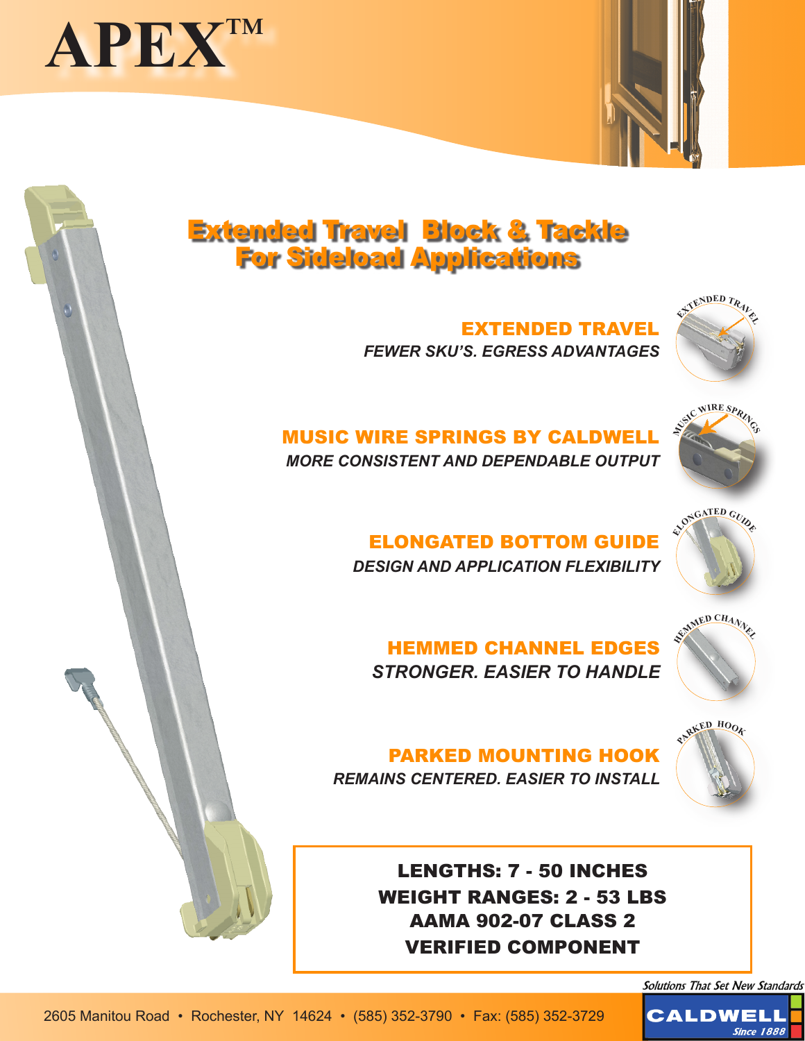# APEX™

## Extended Travel Block & Tackle For Sideload Applications

**EXTENDED TRAVEL**

*FEWER SKU'S. EGRESS ADVANTAGES*

**MUSIC WIRE SPRINGS BY CALDWELL**

*MORE CONSISTENT AND DEPENDABLE OUTPUT*

**ELONGATED BOTTOM GUIDE**

*DESIGN AND APPLICATION FLEXIBILITY*

**HEMMED CHANNEL EDGES**

*STRONGER. EASIER TO HANDLE*

**PARKED MOUNTING HOOK**

*REMAINS CENTERED. EASIER TO INSTALL*

**LENGTHS: 7 - 50 INCHES**
**WEIGHT RANGES: 2 - 53 LBS**
**AAMA 902-07 CLASS 2**
**VERIFIED COMPONENT**

*Solutions That Set New Standards*

CALDWELL *Since 1888*

2605 Manitou Road • Rochester, NY 14624 • (585) 352-3790 • Fax: (585) 352-3729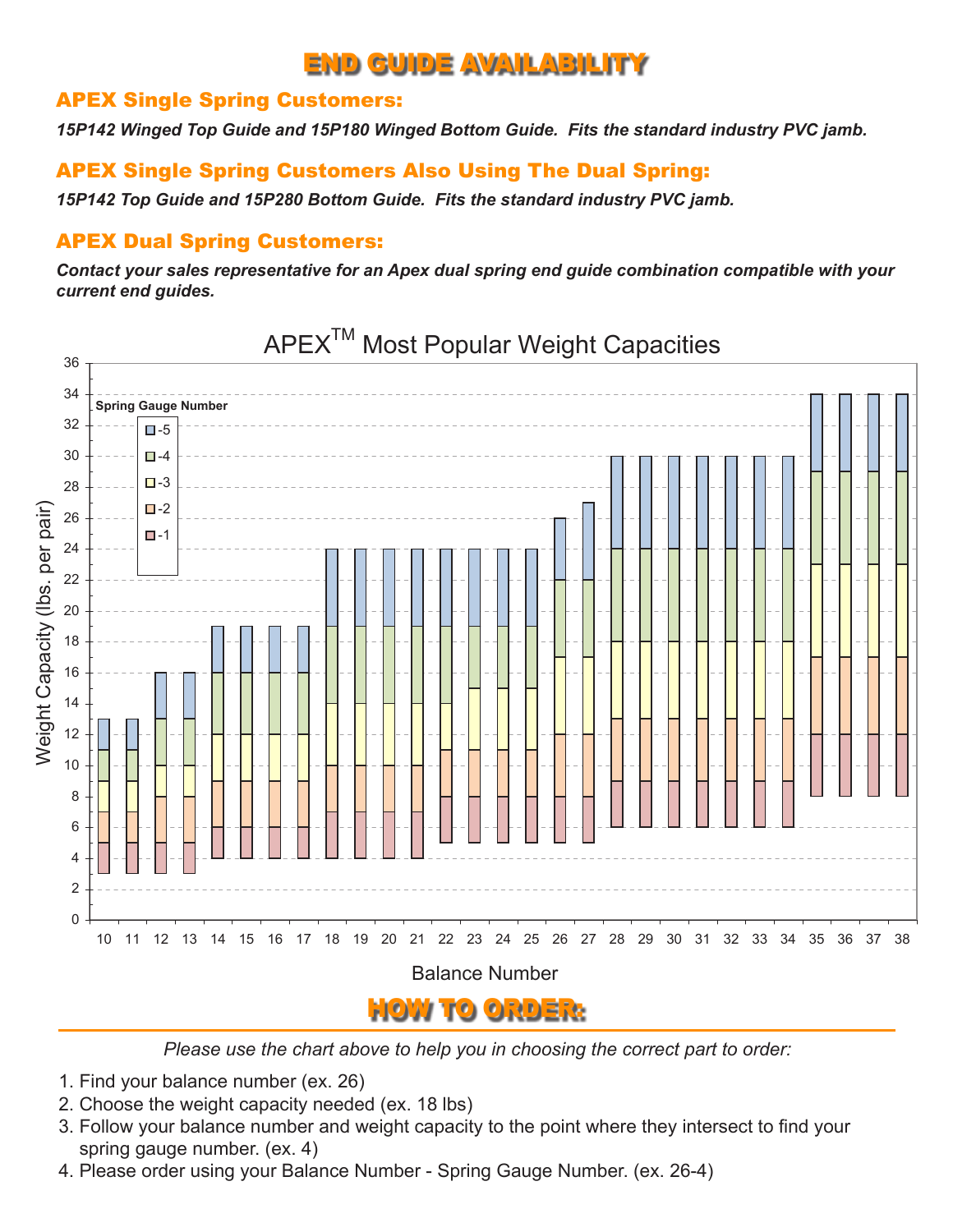# END GUIDE AVAILABILITY

## APEX Single Spring Customers:

***15P142 Winged Top Guide and 15P180 Winged Bottom Guide. Fits the standard industry PVC jamb.***

## APEX Single Spring Customers Also Using The Dual Spring:

***15P142 Top Guide and 15P280 Bottom Guide. Fits the standard industry PVC jamb.***

## APEX Dual Spring Customers:

***Contact your sales representative for an Apex dual spring end guide combination compatible with your current end guides.***

APEX™ Most Popular Weight Capacities

Spring Gauge Number

-5

-4

-3

-2

-1

Weight Capacity (lbs. per pair)

0 2 4 6 8 10 12 14 16 18 20 22 24 26 28 30 32 34 36

10 11 12 13 14 15 16 17 18 19 20 21 22 23 24 25 26 27 28 29 30 31 32 33 34 35 36 37 38

Balance Number

# HOW TO ORDER:

*Please use the chart above to help you in choosing the correct part to order:*

1. Find your balance number (ex. 26)
2. Choose the weight capacity needed (ex. 18 lbs)
3. Follow your balance number and weight capacity to the point where they intersect to find your spring gauge number. (ex. 4)
4. Please order using your Balance Number - Spring Gauge Number. (ex. 26-4)